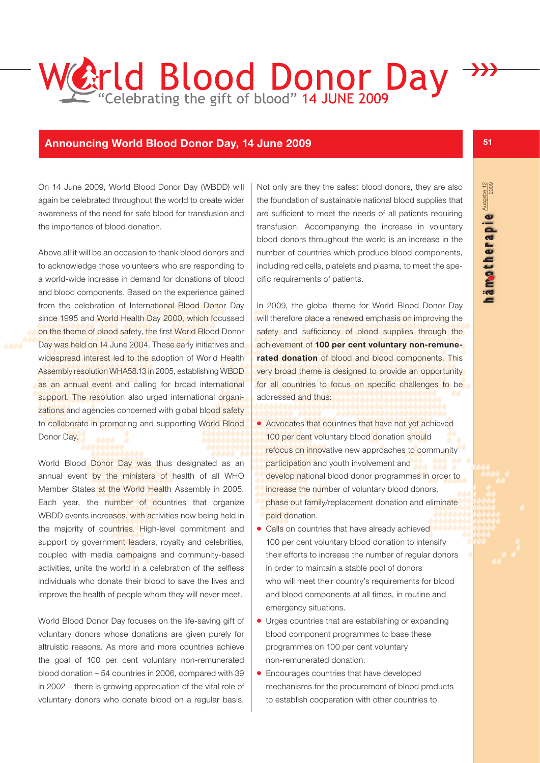# World Blood Donor Day

"Celebrating the gift of blood" 14 JUNE 2009

## Announcing World Blood Donor Day, 14 June 2009

On 14 June 2009, World Blood Donor Day (WBDD) will again be celebrated throughout the world to create wider awareness of the need for safe blood for transfusion and the importance of blood donation.

Above all it will be an occasion to thank blood donors and to acknowledge those volunteers who are responding to a world-wide increase in demand for donations of blood and blood components. Based on the experience gained from the celebration of International Blood Donor Day since 1995 and World Health Day 2000, which focussed on the theme of blood safety, the first World Blood Donor Day was held on 14 June 2004. These early initiatives and widespread interest led to the adoption of World Health Assembly resolution WHA58.13 in 2005, establishing WBDD as an annual event and calling for broad international support. The resolution also urged international organizations and agencies concerned with global blood safety to collaborate in promoting and supporting World Blood Donor Day.

World Blood Donor Day was thus designated as an annual event by the ministers of health of all WHO Member States at the World Health Assembly in 2005. Each year, the number of countries that organize WBDD events increases, with activities now being held in the majority of countries. High-level commitment and support by government leaders, royalty and celebrities, coupled with media campaigns and community-based activities, unite the world in a celebration of the selfless individuals who donate their blood to save the lives and improve the health of people whom they will never meet.

World Blood Donor Day focuses on the life-saving gift of voluntary donors whose donations are given purely for altruistic reasons. As more and more countries achieve the goal of 100 per cent voluntary non-remunerated blood donation – 54 countries in 2006, compared with 39 in 2002 – there is growing appreciation of the vital role of voluntary donors who donate blood on a regular basis. Not only are they the safest blood donors, they are also the foundation of sustainable national blood supplies that are sufficient to meet the needs of all patients requiring transfusion. Accompanying the increase in voluntary blood donors throughout the world is an increase in the number of countries which produce blood components, including red cells, platelets and plasma, to meet the specific requirements of patients.

In 2009, the global theme for World Blood Donor Day will therefore place a renewed emphasis on improving the safety and sufficiency of blood supplies through the achievement of **100 per cent voluntary non-remunerated donation** of blood and blood components. This very broad theme is designed to provide an opportunity for all countries to focus on specific challenges to be addressed and thus:

- Advocates that countries that have not yet achieved 100 per cent voluntary blood donation should refocus on innovative new approaches to community participation and youth involvement and develop national blood donor programmes in order to increase the number of voluntary blood donors, phase out family/replacement donation and eliminate paid donation.
- Calls on countries that have already achieved 100 per cent voluntary blood donation to intensify their efforts to increase the number of regular donors in order to maintain a stable pool of donors who will meet their country's requirements for blood and blood components at all times, in routine and emergency situations.
- Urges countries that are establishing or expanding blood component programmes to base these programmes on 100 per cent voluntary non-remunerated donation.
- Encourages countries that have developed mechanisms for the procurement of blood products to establish cooperation with other countries to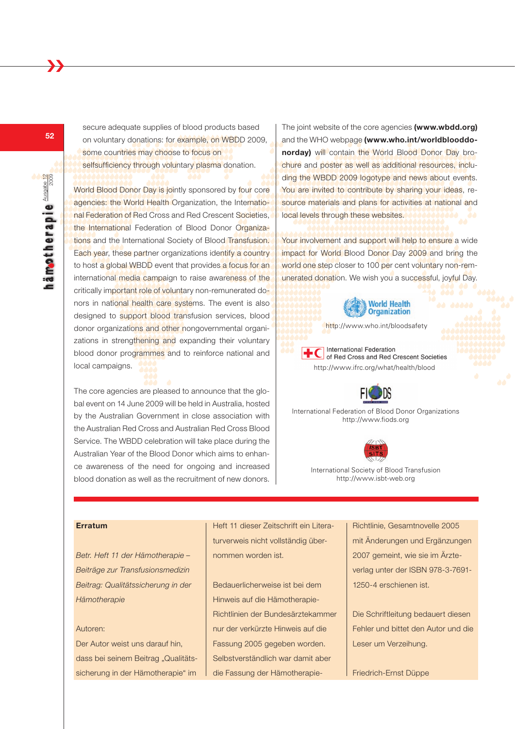secure adequate supplies of blood products based on voluntary donations: for example, on WBDD 2009, some countries may choose to focus on selfsufficiency through voluntary plasma donation.

World Blood Donor Day is jointly sponsored by four core agencies: the World Health Organization, the International Federation of Red Cross and Red Crescent Societies, the International Federation of Blood Donor Organizations and the International Society of Blood Transfusion. Each year, these partner organizations identify a country to host a global WBDD event that provides a focus for an international media campaign to raise awareness of the critically important role of voluntary non-remunerated donors in national health care systems. The event is also designed to support blood transfusion services, blood donor organizations and other nongovernmental organizations in strengthening and expanding their voluntary blood donor programmes and to reinforce national and local campaigns.

The core agencies are pleased to announce that the global event on 14 June 2009 will be held in Australia, hosted by the Australian Government in close association with the Australian Red Cross and Australian Red Cross Blood Service. The WBDD celebration will take place during the Australian Year of the Blood Donor which aims to enhance awareness of the need for ongoing and increased blood donation as well as the recruitment of new donors.

The joint website of the core agencies **(www.wbdd.org)** and the WHO webpage **(www.who.int/worldblooddonorday)** will contain the World Blood Donor Day brochure and poster as well as additional resources, including the WBDD 2009 logotype and news about events. You are invited to contribute by sharing your ideas, resource materials and plans for activities at national and local levels through these websites.

Your involvement and support will help to ensure a wide impact for World Blood Donor Day 2009 and bring the world one step closer to 100 per cent voluntary non-remunerated donation. We wish you a successful, joyful Day.

World Health Organization
http://www.who.int/bloodsafety

International Federation of Red Cross and Red Crescent Societies
http://www.ifrc.org/what/health/blood

International Federation of Blood Donor Organizations
http://www.fiods.org

International Society of Blood Transfusion
http://www.isbt-web.org

---

**Erratum**

*Betr. Heft 11 der Hämotherapie – Beiträge zur Transfusionsmedizin*
*Beitrag: Qualitätssicherung in der Hämotherapie*

Autoren:
Der Autor weist uns darauf hin, dass bei seinem Beitrag „Qualitätssicherung in der Hämotherapie" im Heft 11 dieser Zeitschrift ein Literaturverweis nicht vollständig übernommen worden ist.

Bedauerlicherweise ist bei dem Hinweis auf die Hämotherapie-Richtlinien der Bundesärztekammer nur der verkürzte Hinweis auf die Fassung 2005 gegeben worden. Selbstverständlich war damit aber die Fassung der Hämotherapie-Richtlinie, Gesamtnovelle 2005 mit Änderungen und Ergänzungen 2007 gemeint, wie sie im Ärzteverlag unter der ISBN 978-3-7691-1250-4 erschienen ist.

Die Schriftleitung bedauert diesen Fehler und bittet den Autor und die Leser um Verzeihung.

Friedrich-Ernst Düppe